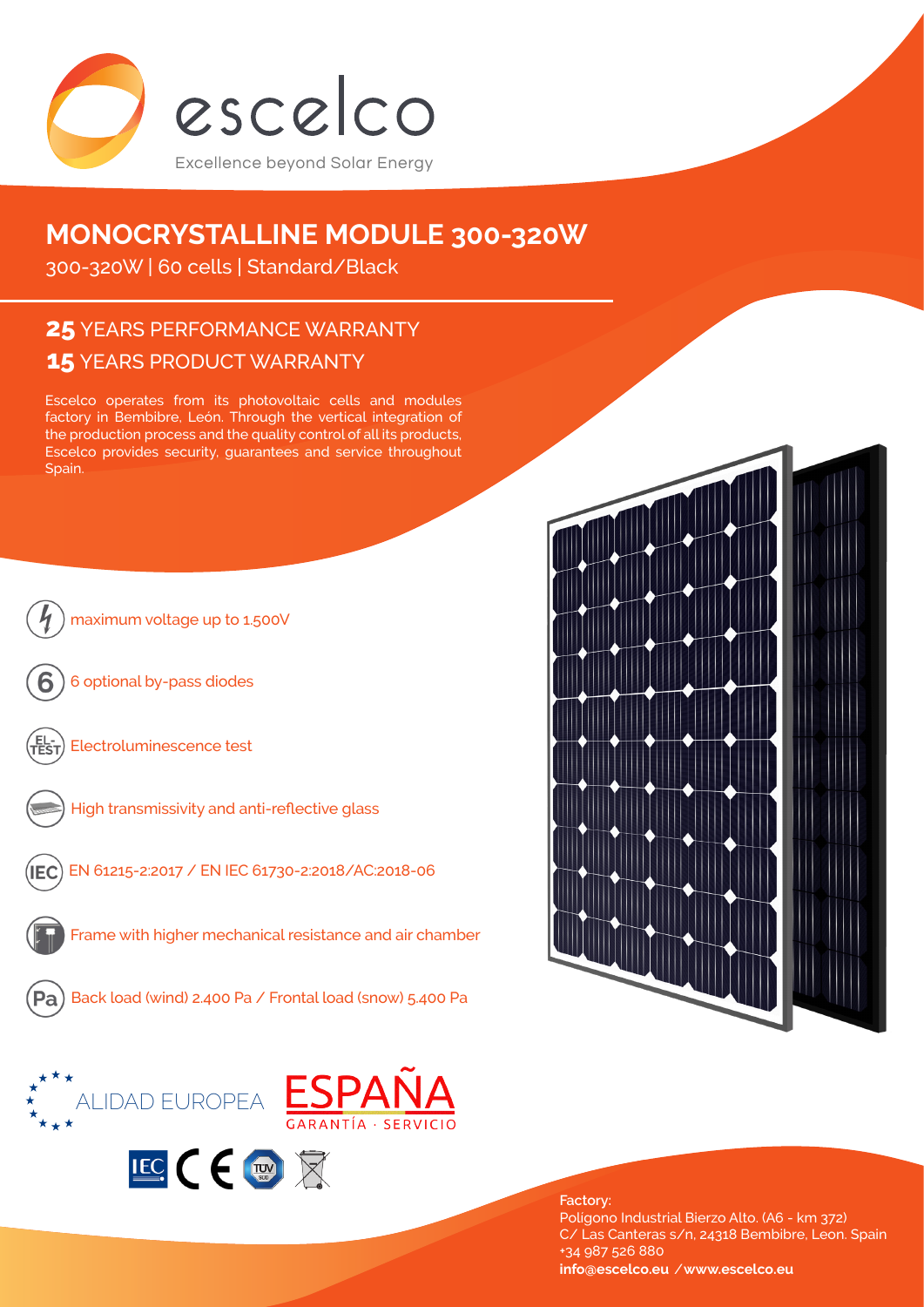escelco

Excellence beyond Solar Energy

# MONOCRYSTALLINE MODULE 300-320W

300-320W | 60 cells | Standard/Black

## 25 YEARS PERFORMANCE WARRANTY

## 15 YEARS PRODUCT WARRANTY

Escelco operates from its photovoltaic cells and modules factory in Bembibre, León. Through the vertical integration of the production process and the quality control of all its products, Escelco provides security, guarantees and service throughout Spain.

- maximum voltage up to 1.500V
- 6 optional by-pass diodes
- Electroluminescence test
- High transmissivity and anti-reflective glass
- EN 61215-2:2017 / EN IEC 61730-2:2018/AC:2018-06
- Frame with higher mechanical resistance and air chamber
- Back load (wind) 2.400 Pa / Frontal load (snow) 5.400 Pa

ALIDAD EUROPEA

ESPAÑA

GARANTÍA · SERVICIO

Factory:
Polígono Industrial Bierzo Alto. (A6 - km 372)
C/ Las Canteras s/n. 24318 Bembibre, Leon. Spain
+34 987 526 880
**info@escelco.eu / www.escelco.eu**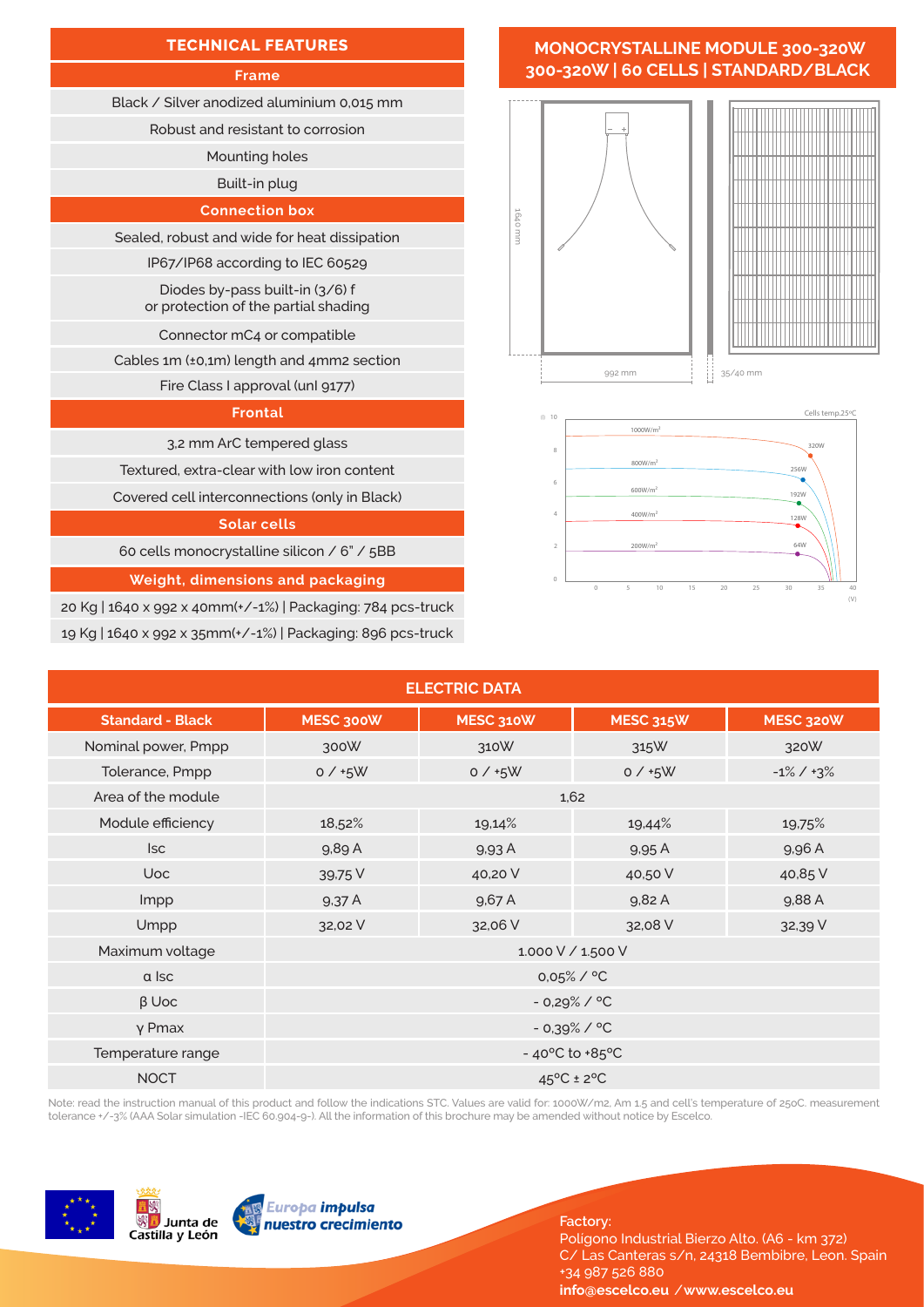## TECHNICAL FEATURES

### Frame

Black / Silver anodized aluminium 0,015 mm

Robust and resistant to corrosion

Mounting holes

Built-in plug

### Connection box

Sealed, robust and wide for heat dissipation

IP67/IP68 according to IEC 60529

Diodes by-pass built-in (3/6) f
or protection of the partial shading

Connector mC4 or compatible

Cables 1m (±0,1m) length and 4mm2 section

Fire Class I approval (unl 9177)

### Frontal

3,2 mm ArC tempered glass

Textured, extra-clear with low iron content

Covered cell interconnections (only in Black)

### Solar cells

60 cells monocrystalline silicon / 6" / 5BB

### Weight, dimensions and packaging

20 Kg | 1640 x 992 x 40mm(+/-1%) | Packaging: 784 pcs-truck

19 Kg | 1640 x 992 x 35mm(+/-1%) | Packaging: 896 pcs-truck

## MONOCRYSTALLINE MODULE 300-320W
## 300-320W | 60 CELLS | STANDARD/BLACK

1640 mm

992 mm

35/40 mm

(I) 10
8
6
4
2
0

Cells temp.25ºC

1000W/m²
800W/m²
600W/m²
400W/m²
200W/m²

320W
256W
192W
128W
64W

0 5 10 15 20 25 30 35 40
(V)

## ELECTRIC DATA

| Standard - Black | MESC 300W | MESC 310W | MESC 315W | MESC 320W |
|---|---|---|---|---|
| Nominal power, Pmpp | 300W | 310W | 315W | 320W |
| Tolerance, Pmpp | 0 / +5W | 0 / +5W | 0 / +5W | -1% / +3% |
| Area of the module | 1,62 | | | |
| Module efficiency | 18,52% | 19,14% | 19,44% | 19,75% |
| Isc | 9,89 A | 9,93 A | 9,95 A | 9,96 A |
| Uoc | 39,75 V | 40,20 V | 40,50 V | 40,85 V |
| Impp | 9,37 A | 9,67 A | 9,82 A | 9,88 A |
| Umpp | 32,02 V | 32,06 V | 32,08 V | 32,39 V |
| Maximum voltage | 1.000 V / 1.500 V | | | |
| α Isc | 0,05% / ºC | | | |
| β Uoc | - 0,29% / ºC | | | |
| γ Pmax | - 0,39% / ºC | | | |
| Temperature range | - 40ºC to +85ºC | | | |
| NOCT | 45ºC ± 2ºC | | | |

Note: read the instruction manual of this product and follow the indications STC. Values are valid for: 1000W/m2, Am 1.5 and cell's temperature of 25oC. measurement tolerance +/-3% (AAA Solar simulation -IEC 60.904-9-). All the information of this brochure may be amended without notice by Escelco.

Junta de Castilla y León

*Europa impulsa nuestro crecimiento*

Factory:
Polígono Industrial Bierzo Alto. (A6 - km 372)
C/ Las Canteras s/n, 24318 Bembibre, Leon. Spain
+34 987 526 880
**info@escelco.eu / www.escelco.eu**